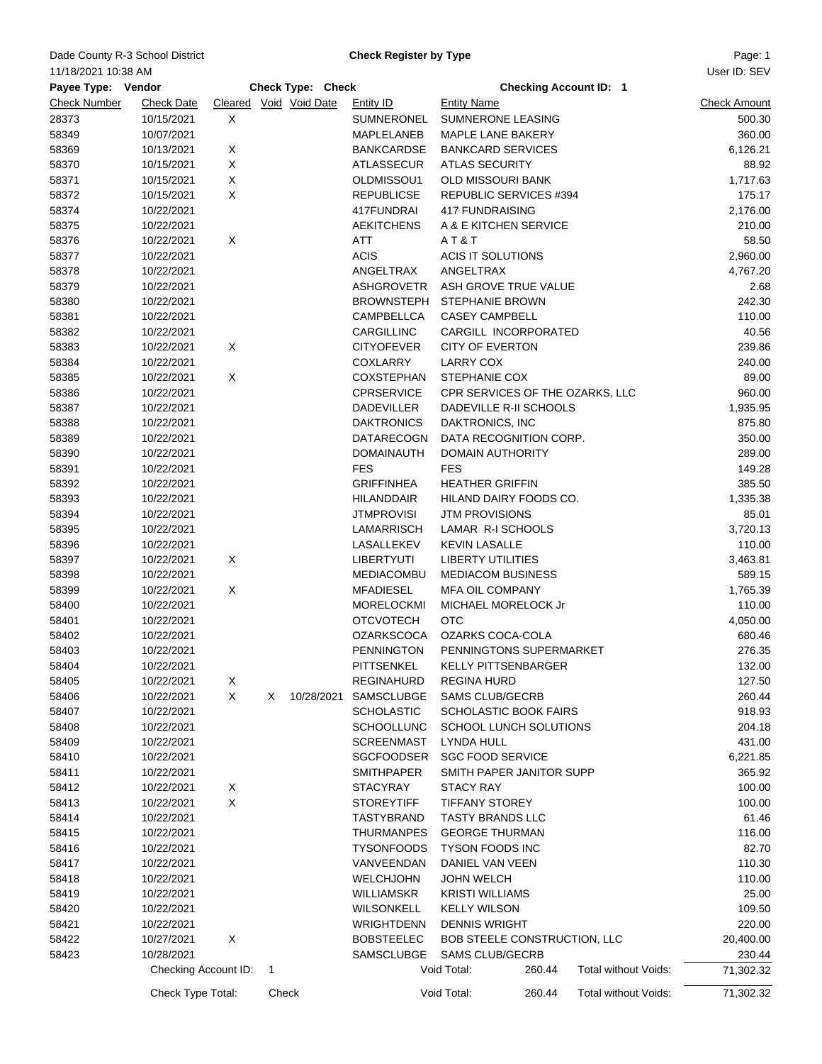Dade County R-3 School District

**Check Register by Type**

11/18/2021 10:38 AM

User ID: SEV

**Payee Type: Vendor** | **Check Type: Check** | **Checking Account ID: 1**

| Check Number | Check Date | Cleared | Void | Void Date | Entity ID | Entity Name | Check Amount |
|---|---|---|---|---|---|---|---|
| 28373 | 10/15/2021 | X | | | SUMNERONEL | SUMNERONE LEASING | 500.30 |
| 58349 | 10/07/2021 | | | | MAPLELANEB | MAPLE LANE BAKERY | 360.00 |
| 58369 | 10/13/2021 | X | | | BANKCARDSE | BANKCARD SERVICES | 6,126.21 |
| 58370 | 10/15/2021 | X | | | ATLASSECUR | ATLAS SECURITY | 88.92 |
| 58371 | 10/15/2021 | X | | | OLDMISSOU1 | OLD MISSOURI BANK | 1,717.63 |
| 58372 | 10/15/2021 | X | | | REPUBLICSE | REPUBLIC SERVICES #394 | 175.17 |
| 58374 | 10/22/2021 | | | | 417FUNDRAI | 417 FUNDRAISING | 2,176.00 |
| 58375 | 10/22/2021 | | | | AEKITCHENS | A & E KITCHEN SERVICE | 210.00 |
| 58376 | 10/22/2021 | X | | | ATT | A T & T | 58.50 |
| 58377 | 10/22/2021 | | | | ACIS | ACIS IT SOLUTIONS | 2,960.00 |
| 58378 | 10/22/2021 | | | | ANGELTRAX | ANGELTRAX | 4,767.20 |
| 58379 | 10/22/2021 | | | | ASHGROVETR | ASH GROVE TRUE VALUE | 2.68 |
| 58380 | 10/22/2021 | | | | BROWNSTEPH | STEPHANIE BROWN | 242.30 |
| 58381 | 10/22/2021 | | | | CAMPBELLCA | CASEY CAMPBELL | 110.00 |
| 58382 | 10/22/2021 | | | | CARGILLINC | CARGILL INCORPORATED | 40.56 |
| 58383 | 10/22/2021 | X | | | CITYOFEVER | CITY OF EVERTON | 239.86 |
| 58384 | 10/22/2021 | | | | COXLARRY | LARRY COX | 240.00 |
| 58385 | 10/22/2021 | X | | | COXSTEPHAN | STEPHANIE COX | 89.00 |
| 58386 | 10/22/2021 | | | | CPRSERVICE | CPR SERVICES OF THE OZARKS, LLC | 960.00 |
| 58387 | 10/22/2021 | | | | DADEVILLER | DADEVILLE R-II SCHOOLS | 1,935.95 |
| 58388 | 10/22/2021 | | | | DAKTRONICS | DAKTRONICS, INC | 875.80 |
| 58389 | 10/22/2021 | | | | DATARECOGN | DATA RECOGNITION CORP. | 350.00 |
| 58390 | 10/22/2021 | | | | DOMAINAUTH | DOMAIN AUTHORITY | 289.00 |
| 58391 | 10/22/2021 | | | | FES | FES | 149.28 |
| 58392 | 10/22/2021 | | | | GRIFFINHEA | HEATHER GRIFFIN | 385.50 |
| 58393 | 10/22/2021 | | | | HILANDDAIR | HILAND DAIRY FOODS CO. | 1,335.38 |
| 58394 | 10/22/2021 | | | | JTMPROVISI | JTM PROVISIONS | 85.01 |
| 58395 | 10/22/2021 | | | | LAMARRISCH | LAMAR R-I SCHOOLS | 3,720.13 |
| 58396 | 10/22/2021 | | | | LASALLEKEV | KEVIN LASALLE | 110.00 |
| 58397 | 10/22/2021 | X | | | LIBERTYUTI | LIBERTY UTILITIES | 3,463.81 |
| 58398 | 10/22/2021 | | | | MEDIACOMBU | MEDIACOM BUSINESS | 589.15 |
| 58399 | 10/22/2021 | X | | | MFADIESEL | MFA OIL COMPANY | 1,765.39 |
| 58400 | 10/22/2021 | | | | MORELOCKMI | MICHAEL MORELOCK Jr | 110.00 |
| 58401 | 10/22/2021 | | | | OTCVOTECH | OTC | 4,050.00 |
| 58402 | 10/22/2021 | | | | OZARKSCOCA | OZARKS COCA-COLA | 680.46 |
| 58403 | 10/22/2021 | | | | PENNINGTON | PENNINGTONS SUPERMARKET | 276.35 |
| 58404 | 10/22/2021 | | | | PITTSENKEL | KELLY PITTSENBARGER | 132.00 |
| 58405 | 10/22/2021 | X | | | REGINAHURD | REGINA HURD | 127.50 |
| 58406 | 10/22/2021 | X | X | 10/28/2021 | SAMSCLUBGE | SAMS CLUB/GECRB | 260.44 |
| 58407 | 10/22/2021 | | | | SCHOLASTIC | SCHOLASTIC BOOK FAIRS | 918.93 |
| 58408 | 10/22/2021 | | | | SCHOOLLUNC | SCHOOL LUNCH SOLUTIONS | 204.18 |
| 58409 | 10/22/2021 | | | | SCREENMAST | LYNDA HULL | 431.00 |
| 58410 | 10/22/2021 | | | | SGCFOODSER | SGC FOOD SERVICE | 6,221.85 |
| 58411 | 10/22/2021 | | | | SMITHPAPER | SMITH PAPER JANITOR SUPP | 365.92 |
| 58412 | 10/22/2021 | X | | | STACYRAY | STACY RAY | 100.00 |
| 58413 | 10/22/2021 | X | | | STOREYTIFF | TIFFANY STOREY | 100.00 |
| 58414 | 10/22/2021 | | | | TASTYBRAND | TASTY BRANDS LLC | 61.46 |
| 58415 | 10/22/2021 | | | | THURMANPES | GEORGE THURMAN | 116.00 |
| 58416 | 10/22/2021 | | | | TYSONFOODS | TYSON FOODS INC | 82.70 |
| 58417 | 10/22/2021 | | | | VANVEENDAN | DANIEL VAN VEEN | 110.30 |
| 58418 | 10/22/2021 | | | | WELCHJOHN | JOHN WELCH | 110.00 |
| 58419 | 10/22/2021 | | | | WILLIAMSKR | KRISTI WILLIAMS | 25.00 |
| 58420 | 10/22/2021 | | | | WILSONKELL | KELLY WILSON | 109.50 |
| 58421 | 10/22/2021 | | | | WRIGHTDENN | DENNIS WRIGHT | 220.00 |
| 58422 | 10/27/2021 | X | | | BOBSTEELEC | BOB STEELE CONSTRUCTION, LLC | 20,400.00 |
| 58423 | 10/28/2021 | | | | SAMSCLUBGE | SAMS CLUB/GECRB | 230.44 |

| | | | | |
|---|---|---|---|---|
| Checking Account ID: 1 | Void Total: | 260.44 | Total without Voids: | 71,302.32 |
| Check Type Total: Check | Void Total: | 260.44 | Total without Voids: | 71,302.32 |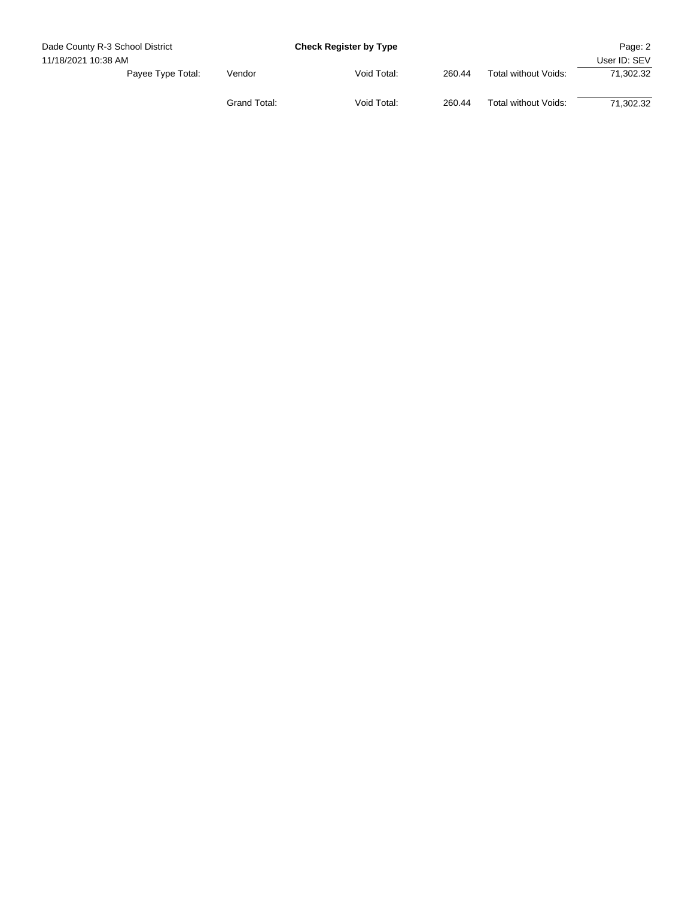| | | | | | |
|---|---|---|---|---|---|
| Payee Type Total: | Vendor | Void Total: | 260.44 | Total without Voids: | 71,302.32 |
| | Grand Total: | Void Total: | 260.44 | Total without Voids: | 71,302.32 |